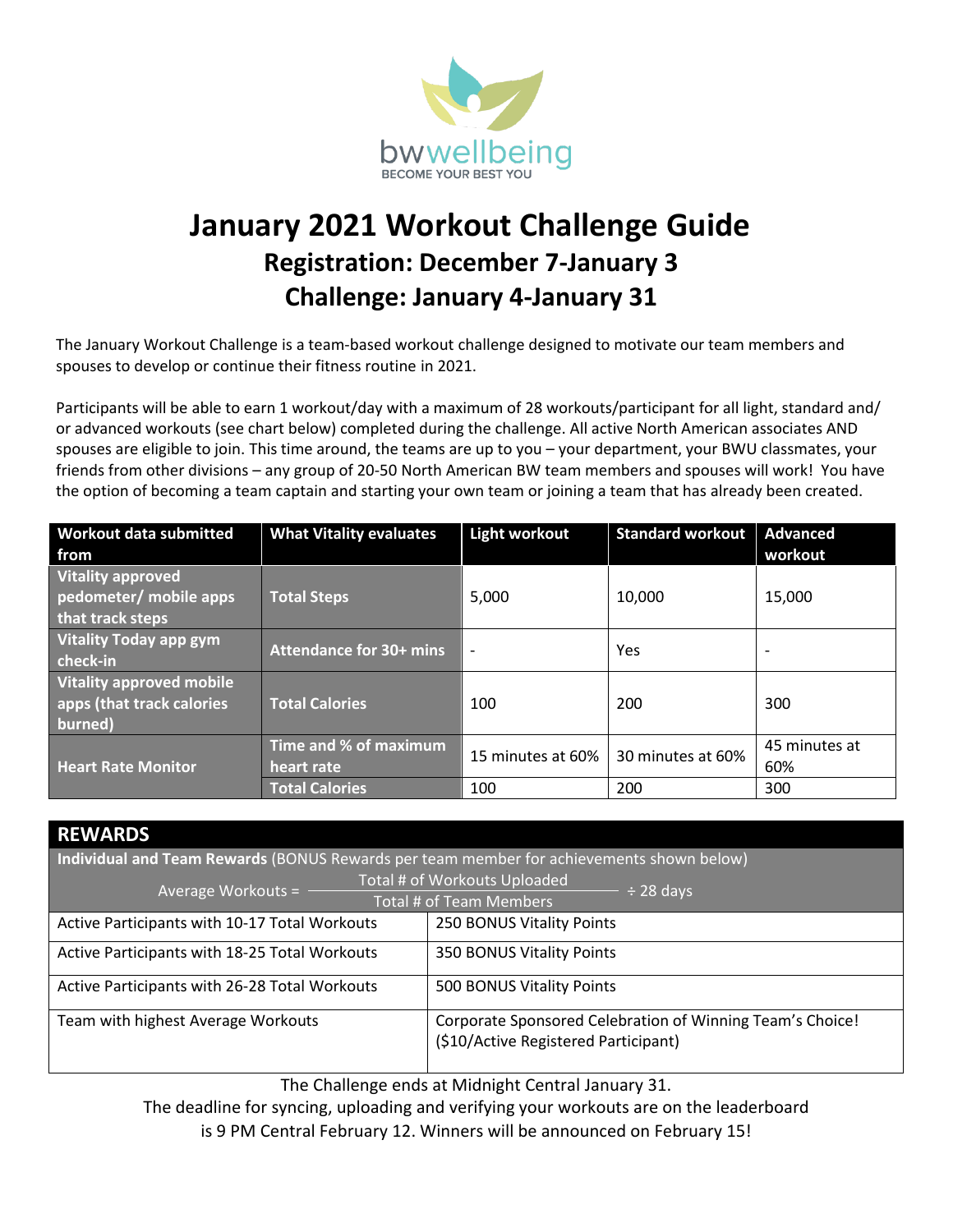bwwellbeing

BECOME YOUR BEST YOU

# January 2021 Workout Challenge Guide

## Registration: December 7-January 3

## Challenge: January 4-January 31

The January Workout Challenge is a team-based workout challenge designed to motivate our team members and spouses to develop or continue their fitness routine in 2021.

Participants will be able to earn 1 workout/day with a maximum of 28 workouts/participant for all light, standard and/ or advanced workouts (see chart below) completed during the challenge. All active North American associates AND spouses are eligible to join. This time around, the teams are up to you – your department, your BWU classmates, your friends from other divisions – any group of 20-50 North American BW team members and spouses will work! You have the option of becoming a team captain and starting your own team or joining a team that has already been created.

| Workout data submitted from | What Vitality evaluates | Light workout | Standard workout | Advanced workout |
|---|---|---|---|---|
| Vitality approved pedometer/ mobile apps that track steps | Total Steps | 5,000 | 10,000 | 15,000 |
| Vitality Today app gym check-in | Attendance for 30+ mins | - | Yes | - |
| Vitality approved mobile apps (that track calories burned) | Total Calories | 100 | 200 | 300 |
| Heart Rate Monitor | Time and % of maximum heart rate | 15 minutes at 60% | 30 minutes at 60% | 45 minutes at 60% |
| | Total Calories | 100 | 200 | 300 |

| REWARDS | |
|---|---|
| **Individual and Team Rewards** (BONUS Rewards per team member for achievements shown below) | |
| $\text{Average Workouts} = \dfrac{\text{Total \# of Workouts Uploaded}}{\text{Total \# of Team Members}} \div 28 \text{ days}$ | |
| Active Participants with 10-17 Total Workouts | 250 BONUS Vitality Points |
| Active Participants with 18-25 Total Workouts | 350 BONUS Vitality Points |
| Active Participants with 26-28 Total Workouts | 500 BONUS Vitality Points |
| Team with highest Average Workouts | Corporate Sponsored Celebration of Winning Team's Choice! ($10/Active Registered Participant) |

The Challenge ends at Midnight Central January 31.

The deadline for syncing, uploading and verifying your workouts are on the leaderboard is 9 PM Central February 12. Winners will be announced on February 15!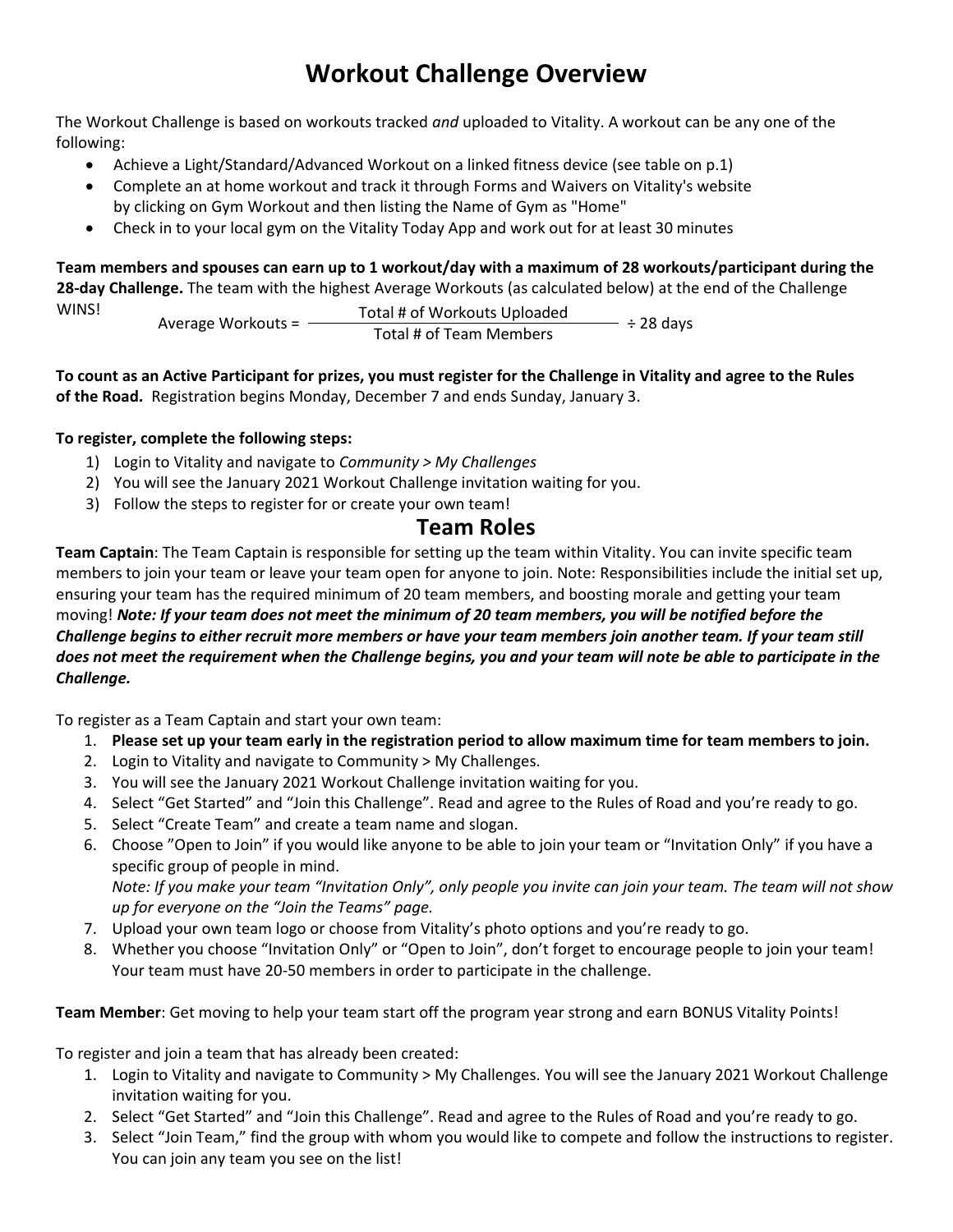// Workout Challenge Overview

# Workout Challenge Overview

The Workout Challenge is based on workouts tracked *and* uploaded to Vitality. A workout can be any one of the following:

- Achieve a Light/Standard/Advanced Workout on a linked fitness device (see table on p.1)
- Complete an at home workout and track it through Forms and Waivers on Vitality's website by clicking on Gym Workout and then listing the Name of Gym as "Home"
- Check in to your local gym on the Vitality Today App and work out for at least 30 minutes

**Team members and spouses can earn up to 1 workout/day with a maximum of 28 workouts/participant during the 28-day Challenge.** The team with the highest Average Workouts (as calculated below) at the end of the Challenge WINS!

$$\text{Average Workouts} = \frac{\text{Total \# of Workouts Uploaded}}{\text{Total \# of Team Members}} \div 28 \text{ days}$$

**To count as an Active Participant for prizes, you must register for the Challenge in Vitality and agree to the Rules of the Road.** Registration begins Monday, December 7 and ends Sunday, January 3.

**To register, complete the following steps:**

1) Login to Vitality and navigate to *Community > My Challenges*
2) You will see the January 2021 Workout Challenge invitation waiting for you.
3) Follow the steps to register for or create your own team!

## Team Roles

**Team Captain**: The Team Captain is responsible for setting up the team within Vitality. You can invite specific team members to join your team or leave your team open for anyone to join. Note: Responsibilities include the initial set up, ensuring your team has the required minimum of 20 team members, and boosting morale and getting your team moving! ***Note: If your team does not meet the minimum of 20 team members, you will be notified before the Challenge begins to either recruit more members or have your team members join another team. If your team still does not meet the requirement when the Challenge begins, you and your team will note be able to participate in the Challenge.***

To register as a Team Captain and start your own team:

1. **Please set up your team early in the registration period to allow maximum time for team members to join.**
2. Login to Vitality and navigate to Community > My Challenges.
3. You will see the January 2021 Workout Challenge invitation waiting for you.
4. Select "Get Started" and "Join this Challenge". Read and agree to the Rules of Road and you're ready to go.
5. Select "Create Team" and create a team name and slogan.
6. Choose "Open to Join" if you would like anyone to be able to join your team or "Invitation Only" if you have a specific group of people in mind.
   *Note: If you make your team "Invitation Only", only people you invite can join your team. The team will not show up for everyone on the "Join the Teams" page.*
7. Upload your own team logo or choose from Vitality's photo options and you're ready to go.
8. Whether you choose "Invitation Only" or "Open to Join", don't forget to encourage people to join your team! Your team must have 20-50 members in order to participate in the challenge.

**Team Member**: Get moving to help your team start off the program year strong and earn BONUS Vitality Points!

To register and join a team that has already been created:

1. Login to Vitality and navigate to Community > My Challenges. You will see the January 2021 Workout Challenge invitation waiting for you.
2. Select "Get Started" and "Join this Challenge". Read and agree to the Rules of Road and you're ready to go.
3. Select "Join Team," find the group with whom you would like to compete and follow the instructions to register. You can join any team you see on the list!